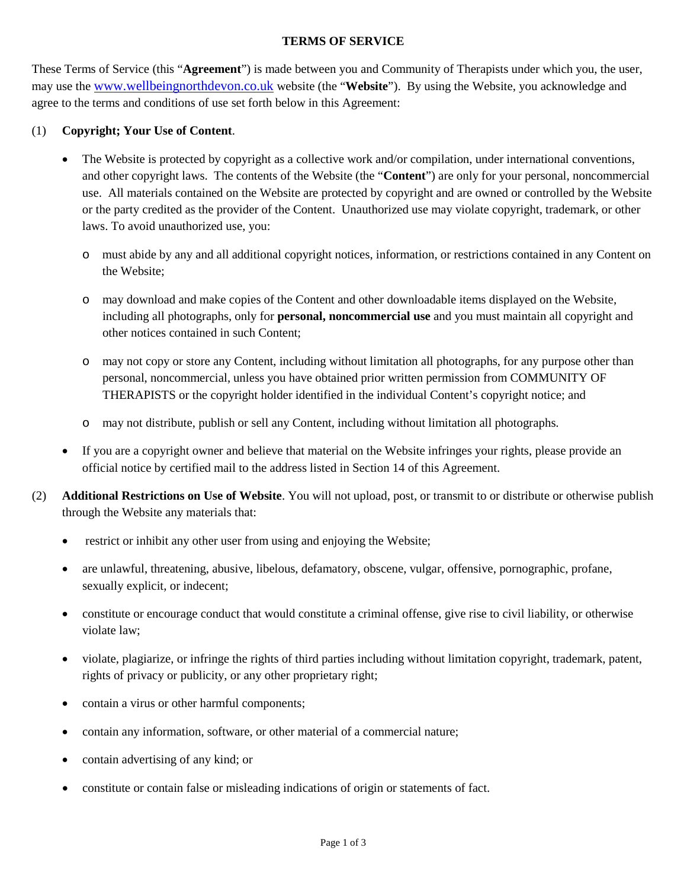# TERMS OF SERVICE

These Terms of Service (this "**Agreement**") is made between you and Community of Therapists under which you, the user, may use the [www.wellbeingnorthdevon.co.uk](http://www.wellbeingnorthdevon.co.uk) website (the "**Website**"). By using the Website, you acknowledge and agree to the terms and conditions of use set forth below in this Agreement:

(1) **Copyright; Your Use of Content**.

- The Website is protected by copyright as a collective work and/or compilation, under international conventions, and other copyright laws. The contents of the Website (the "**Content**") are only for your personal, noncommercial use. All materials contained on the Website are protected by copyright and are owned or controlled by the Website or the party credited as the provider of the Content. Unauthorized use may violate copyright, trademark, or other laws. To avoid unauthorized use, you:
  - must abide by any and all additional copyright notices, information, or restrictions contained in any Content on the Website;
  - may download and make copies of the Content and other downloadable items displayed on the Website, including all photographs, only for **personal, noncommercial use** and you must maintain all copyright and other notices contained in such Content;
  - may not copy or store any Content, including without limitation all photographs, for any purpose other than personal, noncommercial, unless you have obtained prior written permission from COMMUNITY OF THERAPISTS or the copyright holder identified in the individual Content's copyright notice; and
  - may not distribute, publish or sell any Content, including without limitation all photographs.
- If you are a copyright owner and believe that material on the Website infringes your rights, please provide an official notice by certified mail to the address listed in Section 14 of this Agreement.

(2) **Additional Restrictions on Use of Website**. You will not upload, post, or transmit to or distribute or otherwise publish through the Website any materials that:

- restrict or inhibit any other user from using and enjoying the Website;
- are unlawful, threatening, abusive, libelous, defamatory, obscene, vulgar, offensive, pornographic, profane, sexually explicit, or indecent;
- constitute or encourage conduct that would constitute a criminal offense, give rise to civil liability, or otherwise violate law;
- violate, plagiarize, or infringe the rights of third parties including without limitation copyright, trademark, patent, rights of privacy or publicity, or any other proprietary right;
- contain a virus or other harmful components;
- contain any information, software, or other material of a commercial nature;
- contain advertising of any kind; or
- constitute or contain false or misleading indications of origin or statements of fact.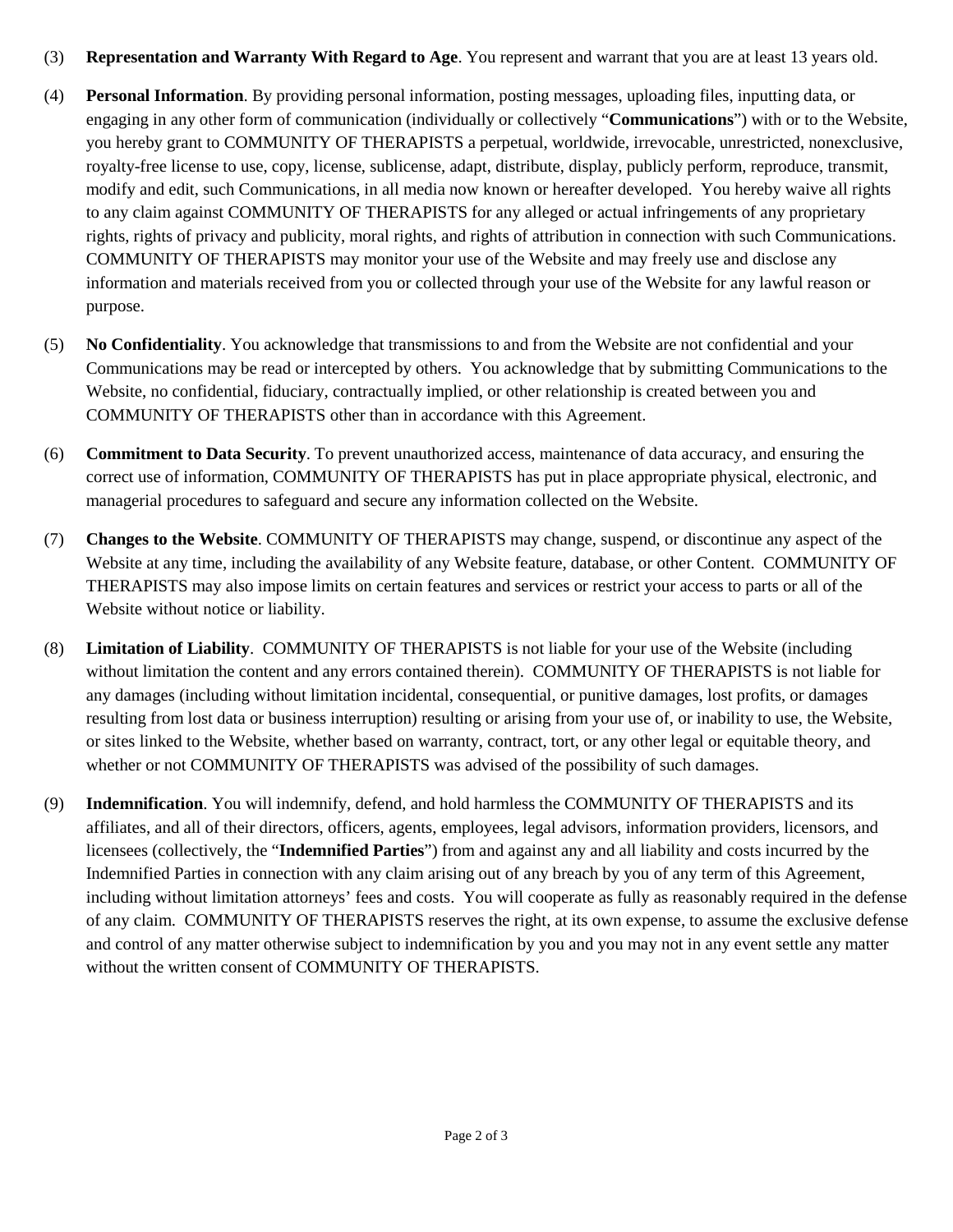(3) **Representation and Warranty With Regard to Age**. You represent and warrant that you are at least 13 years old.

(4) **Personal Information**. By providing personal information, posting messages, uploading files, inputting data, or engaging in any other form of communication (individually or collectively "**Communications**") with or to the Website, you hereby grant to COMMUNITY OF THERAPISTS a perpetual, worldwide, irrevocable, unrestricted, nonexclusive, royalty-free license to use, copy, license, sublicense, adapt, distribute, display, publicly perform, reproduce, transmit, modify and edit, such Communications, in all media now known or hereafter developed. You hereby waive all rights to any claim against COMMUNITY OF THERAPISTS for any alleged or actual infringements of any proprietary rights, rights of privacy and publicity, moral rights, and rights of attribution in connection with such Communications. COMMUNITY OF THERAPISTS may monitor your use of the Website and may freely use and disclose any information and materials received from you or collected through your use of the Website for any lawful reason or purpose.

(5) **No Confidentiality**. You acknowledge that transmissions to and from the Website are not confidential and your Communications may be read or intercepted by others. You acknowledge that by submitting Communications to the Website, no confidential, fiduciary, contractually implied, or other relationship is created between you and COMMUNITY OF THERAPISTS other than in accordance with this Agreement.

(6) **Commitment to Data Security**. To prevent unauthorized access, maintenance of data accuracy, and ensuring the correct use of information, COMMUNITY OF THERAPISTS has put in place appropriate physical, electronic, and managerial procedures to safeguard and secure any information collected on the Website.

(7) **Changes to the Website**. COMMUNITY OF THERAPISTS may change, suspend, or discontinue any aspect of the Website at any time, including the availability of any Website feature, database, or other Content. COMMUNITY OF THERAPISTS may also impose limits on certain features and services or restrict your access to parts or all of the Website without notice or liability.

(8) **Limitation of Liability**. COMMUNITY OF THERAPISTS is not liable for your use of the Website (including without limitation the content and any errors contained therein). COMMUNITY OF THERAPISTS is not liable for any damages (including without limitation incidental, consequential, or punitive damages, lost profits, or damages resulting from lost data or business interruption) resulting or arising from your use of, or inability to use, the Website, or sites linked to the Website, whether based on warranty, contract, tort, or any other legal or equitable theory, and whether or not COMMUNITY OF THERAPISTS was advised of the possibility of such damages.

(9) **Indemnification**. You will indemnify, defend, and hold harmless the COMMUNITY OF THERAPISTS and its affiliates, and all of their directors, officers, agents, employees, legal advisors, information providers, licensors, and licensees (collectively, the "**Indemnified Parties**") from and against any and all liability and costs incurred by the Indemnified Parties in connection with any claim arising out of any breach by you of any term of this Agreement, including without limitation attorneys' fees and costs. You will cooperate as fully as reasonably required in the defense of any claim. COMMUNITY OF THERAPISTS reserves the right, at its own expense, to assume the exclusive defense and control of any matter otherwise subject to indemnification by you and you may not in any event settle any matter without the written consent of COMMUNITY OF THERAPISTS.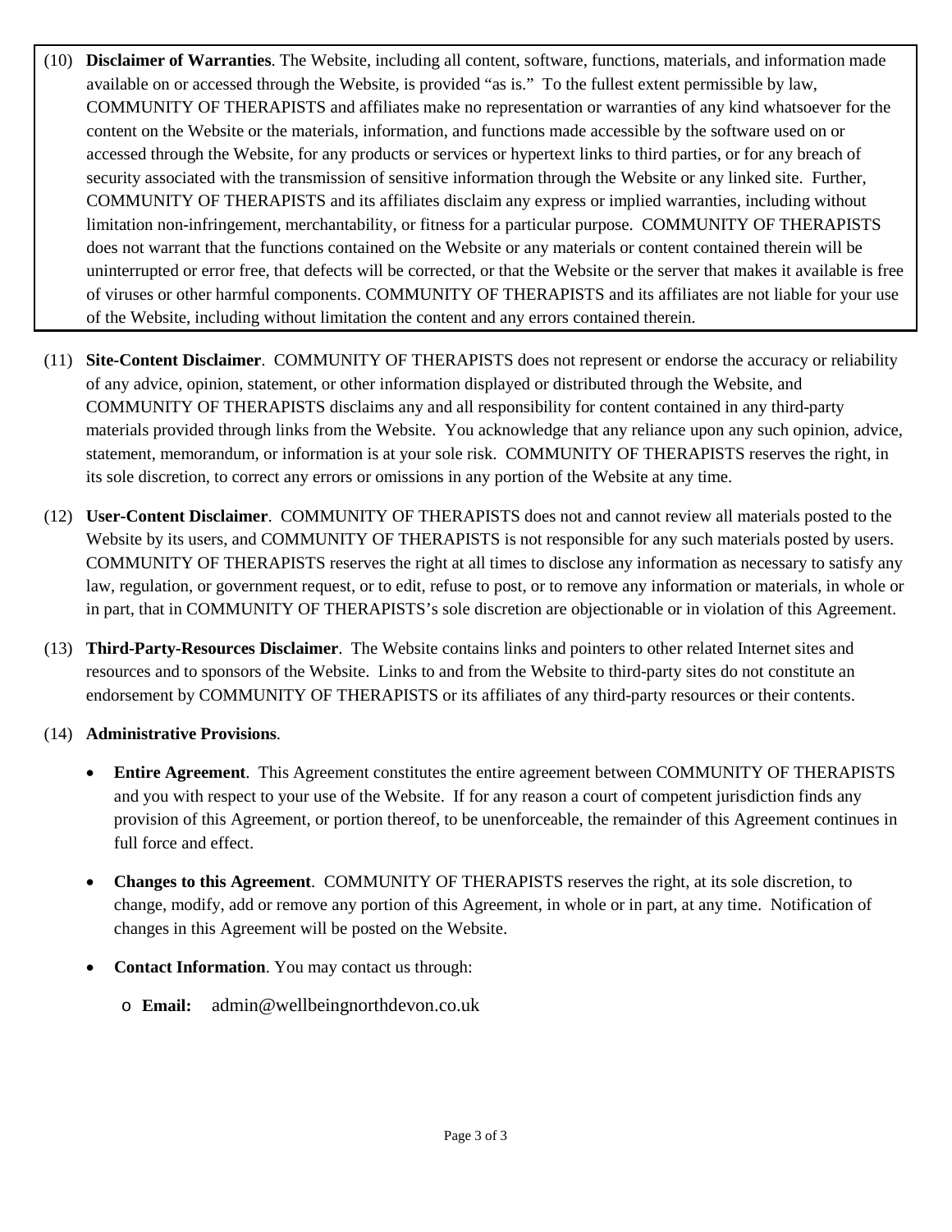(10) **Disclaimer of Warranties**. The Website, including all content, software, functions, materials, and information made available on or accessed through the Website, is provided "as is." To the fullest extent permissible by law, COMMUNITY OF THERAPISTS and affiliates make no representation or warranties of any kind whatsoever for the content on the Website or the materials, information, and functions made accessible by the software used on or accessed through the Website, for any products or services or hypertext links to third parties, or for any breach of security associated with the transmission of sensitive information through the Website or any linked site. Further, COMMUNITY OF THERAPISTS and its affiliates disclaim any express or implied warranties, including without limitation non-infringement, merchantability, or fitness for a particular purpose. COMMUNITY OF THERAPISTS does not warrant that the functions contained on the Website or any materials or content contained therein will be uninterrupted or error free, that defects will be corrected, or that the Website or the server that makes it available is free of viruses or other harmful components. COMMUNITY OF THERAPISTS and its affiliates are not liable for your use of the Website, including without limitation the content and any errors contained therein.

(11) **Site-Content Disclaimer**. COMMUNITY OF THERAPISTS does not represent or endorse the accuracy or reliability of any advice, opinion, statement, or other information displayed or distributed through the Website, and COMMUNITY OF THERAPISTS disclaims any and all responsibility for content contained in any third-party materials provided through links from the Website. You acknowledge that any reliance upon any such opinion, advice, statement, memorandum, or information is at your sole risk. COMMUNITY OF THERAPISTS reserves the right, in its sole discretion, to correct any errors or omissions in any portion of the Website at any time.

(12) **User-Content Disclaimer**. COMMUNITY OF THERAPISTS does not and cannot review all materials posted to the Website by its users, and COMMUNITY OF THERAPISTS is not responsible for any such materials posted by users. COMMUNITY OF THERAPISTS reserves the right at all times to disclose any information as necessary to satisfy any law, regulation, or government request, or to edit, refuse to post, or to remove any information or materials, in whole or in part, that in COMMUNITY OF THERAPISTS's sole discretion are objectionable or in violation of this Agreement.

(13) **Third-Party-Resources Disclaimer**. The Website contains links and pointers to other related Internet sites and resources and to sponsors of the Website. Links to and from the Website to third-party sites do not constitute an endorsement by COMMUNITY OF THERAPISTS or its affiliates of any third-party resources or their contents.

(14) **Administrative Provisions**.

- **Entire Agreement**. This Agreement constitutes the entire agreement between COMMUNITY OF THERAPISTS and you with respect to your use of the Website. If for any reason a court of competent jurisdiction finds any provision of this Agreement, or portion thereof, to be unenforceable, the remainder of this Agreement continues in full force and effect.

- **Changes to this Agreement**. COMMUNITY OF THERAPISTS reserves the right, at its sole discretion, to change, modify, add or remove any portion of this Agreement, in whole or in part, at any time. Notification of changes in this Agreement will be posted on the Website.

- **Contact Information**. You may contact us through:
  - **Email:** admin@wellbeingnorthdevon.co.uk